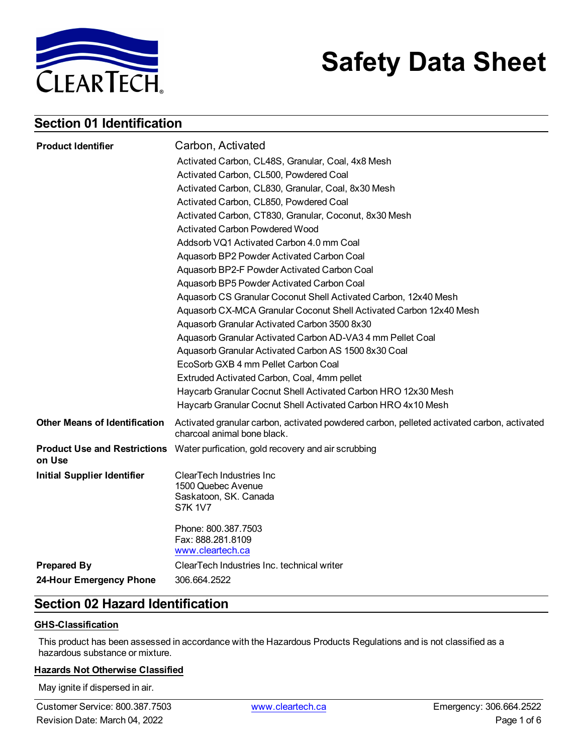# Safety Data Sheet

## Section 01 Identification

| | |
|---|---|
| **Product Identifier** | Carbon, Activated<br>Activated Carbon, CL48S, Granular, Coal, 4x8 Mesh<br>Activated Carbon, CL500, Powdered Coal<br>Activated Carbon, CL830, Granular, Coal, 8x30 Mesh<br>Activated Carbon, CL850, Powdered Coal<br>Activated Carbon, CT830, Granular, Coconut, 8x30 Mesh<br>Activated Carbon Powdered Wood<br>Addsorb VQ1 Activated Carbon 4.0 mm Coal<br>Aquasorb BP2 Powder Activated Carbon Coal<br>Aquasorb BP2-F Powder Activated Carbon Coal<br>Aquasorb BP5 Powder Activated Carbon Coal<br>Aquasorb CS Granular Coconut Shell Activated Carbon, 12x40 Mesh<br>Aquasorb CX-MCA Granular Coconut Shell Activated Carbon 12x40 Mesh<br>Aquasorb Granular Activated Carbon 3500 8x30<br>Aquasorb Granular Activated Carbon AD-VA3 4 mm Pellet Coal<br>Aquasorb Granular Activated Carbon AS 1500 8x30 Coal<br>EcoSorb GXB 4 mm Pellet Carbon Coal<br>Extruded Activated Carbon, Coal, 4mm pellet<br>Haycarb Granular Cocnut Shell Activated Carbon HRO 12x30 Mesh<br>Haycarb Granular Cocnut Shell Activated Carbon HRO 4x10 Mesh |
| **Other Means of Identification** | Activated granular carbon, activated powdered carbon, pelleted activated carbon, activated charcoal animal bone black. |
| **Product Use and Restrictions on Use** | Water purfication, gold recovery and air scrubbing |
| **Initial Supplier Identifier** | ClearTech Industries Inc<br>1500 Quebec Avenue<br>Saskatoon, SK. Canada<br>S7K 1V7<br><br>Phone: 800.387.7503<br>Fax: 888.281.8109<br>www.cleartech.ca |
| **Prepared By** | ClearTech Industries Inc. technical writer |
| **24-Hour Emergency Phone** | 306.664.2522 |

## Section 02 Hazard Identification

### GHS-Classification

This product has been assessed in accordance with the Hazardous Products Regulations and is not classified as a hazardous substance or mixture.

### Hazards Not Otherwise Classified

May ignite if dispersed in air.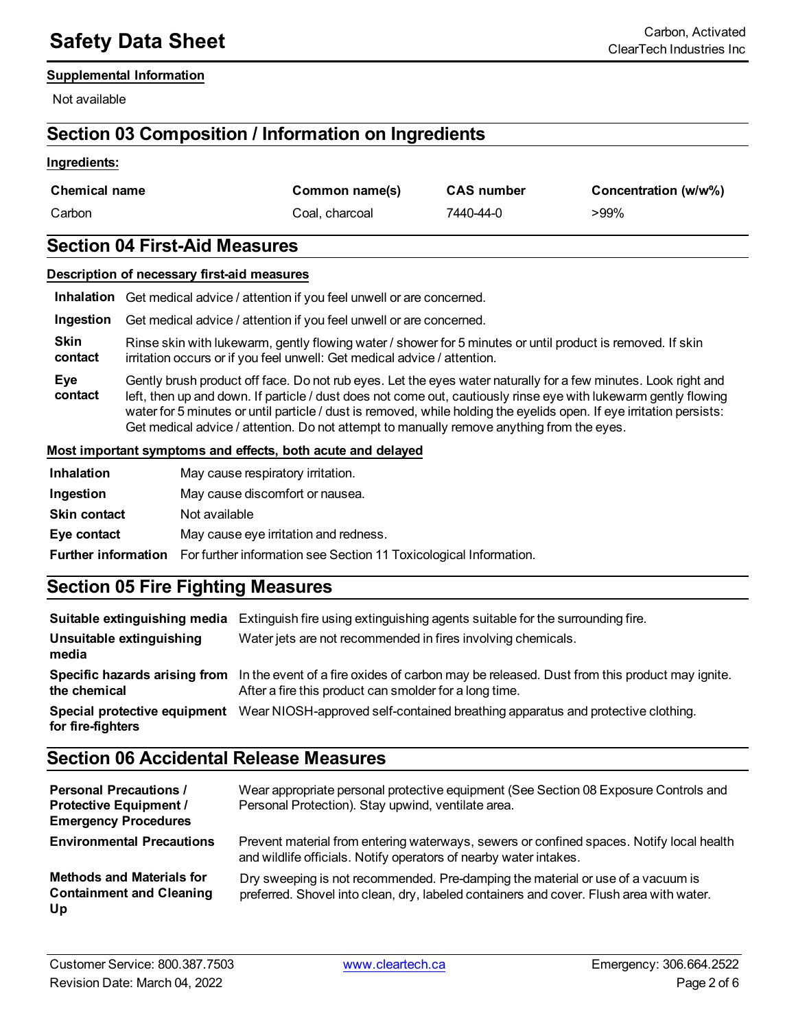**Supplemental Information**

Not available

## Section 03 Composition / Information on Ingredients

**Ingredients:**

| Chemical name | Common name(s) | CAS number | Concentration (w/w%) |
|---|---|---|---|
| Carbon | Coal, charcoal | 7440-44-0 | >99% |

## Section 04 First-Aid Measures

**Description of necessary first-aid measures**

| | |
|---|---|
| **Inhalation** | Get medical advice / attention if you feel unwell or are concerned. |
| **Ingestion** | Get medical advice / attention if you feel unwell or are concerned. |
| **Skin contact** | Rinse skin with lukewarm, gently flowing water / shower for 5 minutes or until product is removed. If skin irritation occurs or if you feel unwell: Get medical advice / attention. |
| **Eye contact** | Gently brush product off face. Do not rub eyes. Let the eyes water naturally for a few minutes. Look right and left, then up and down. If particle / dust does not come out, cautiously rinse eye with lukewarm gently flowing water for 5 minutes or until particle / dust is removed, while holding the eyelids open. If eye irritation persists: Get medical advice / attention. Do not attempt to manually remove anything from the eyes. |

**Most important symptoms and effects, both acute and delayed**

| | |
|---|---|
| **Inhalation** | May cause respiratory irritation. |
| **Ingestion** | May cause discomfort or nausea. |
| **Skin contact** | Not available |
| **Eye contact** | May cause eye irritation and redness. |
| **Further information** | For further information see Section 11 Toxicological Information. |

## Section 05 Fire Fighting Measures

| | |
|---|---|
| **Suitable extinguishing media** | Extinguish fire using extinguishing agents suitable for the surrounding fire. |
| **Unsuitable extinguishing media** | Water jets are not recommended in fires involving chemicals. |
| **Specific hazards arising from the chemical** | In the event of a fire oxides of carbon may be released. Dust from this product may ignite. After a fire this product can smolder for a long time. |
| **Special protective equipment for fire-fighters** | Wear NIOSH-approved self-contained breathing apparatus and protective clothing. |

## Section 06 Accidental Release Measures

| | |
|---|---|
| **Personal Precautions / Protective Equipment / Emergency Procedures** | Wear appropriate personal protective equipment (See Section 08 Exposure Controls and Personal Protection). Stay upwind, ventilate area. |
| **Environmental Precautions** | Prevent material from entering waterways, sewers or confined spaces. Notify local health and wildlife officials. Notify operators of nearby water intakes. |
| **Methods and Materials for Containment and Cleaning Up** | Dry sweeping is not recommended. Pre-damping the material or use of a vacuum is preferred. Shovel into clean, dry, labeled containers and cover. Flush area with water. |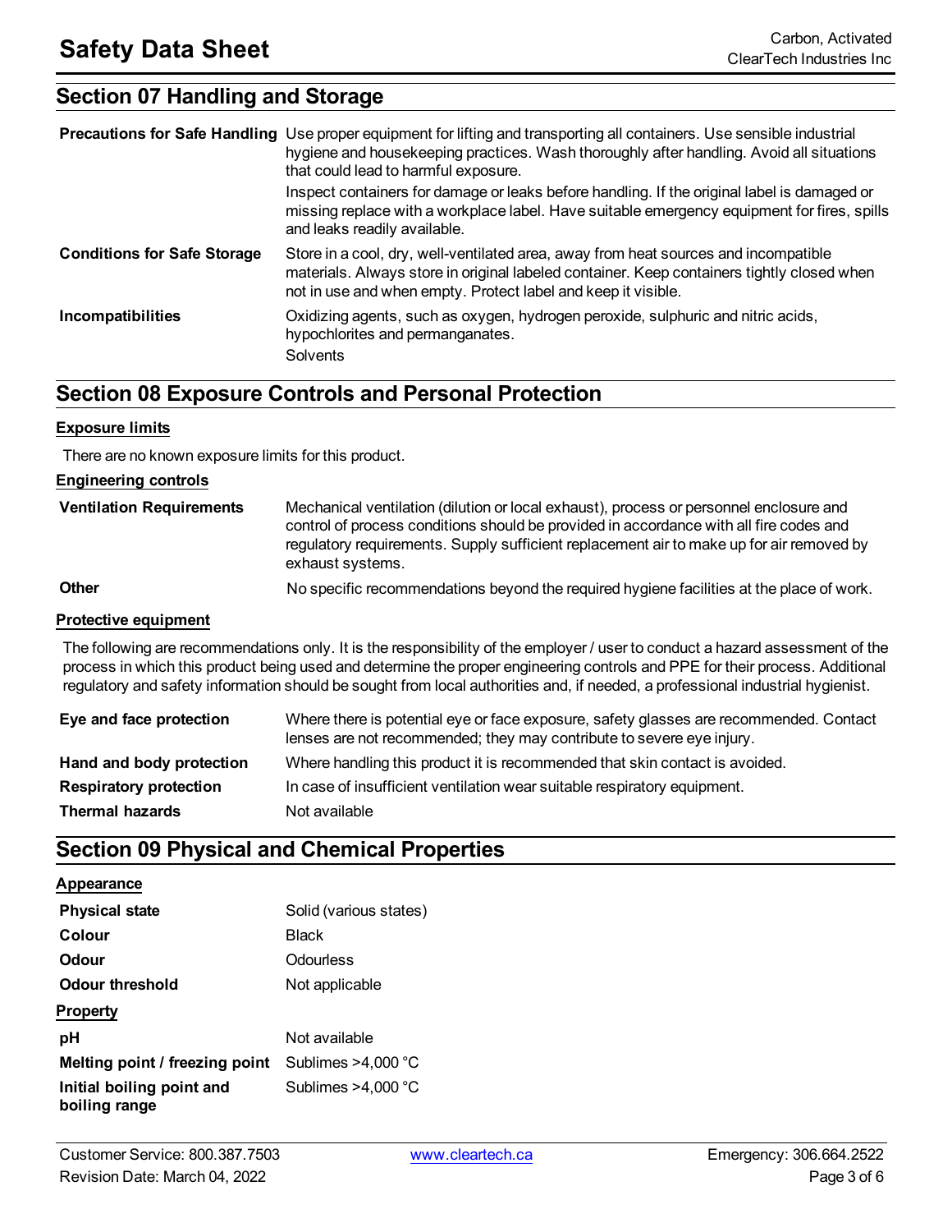## Section 07 Handling and Storage

| | |
|---|---|
| **Precautions for Safe Handling** | Use proper equipment for lifting and transporting all containers. Use sensible industrial hygiene and housekeeping practices. Wash thoroughly after handling. Avoid all situations that could lead to harmful exposure.<br>Inspect containers for damage or leaks before handling. If the original label is damaged or missing replace with a workplace label. Have suitable emergency equipment for fires, spills and leaks readily available. |
| **Conditions for Safe Storage** | Store in a cool, dry, well-ventilated area, away from heat sources and incompatible materials. Always store in original labeled container. Keep containers tightly closed when not in use and when empty. Protect label and keep it visible. |
| **Incompatibilities** | Oxidizing agents, such as oxygen, hydrogen peroxide, sulphuric and nitric acids, hypochlorites and permanganates.<br>Solvents |

## Section 08 Exposure Controls and Personal Protection

### Exposure limits

There are no known exposure limits for this product.

### Engineering controls

| | |
|---|---|
| **Ventilation Requirements** | Mechanical ventilation (dilution or local exhaust), process or personnel enclosure and control of process conditions should be provided in accordance with all fire codes and regulatory requirements. Supply sufficient replacement air to make up for air removed by exhaust systems. |
| **Other** | No specific recommendations beyond the required hygiene facilities at the place of work. |

### Protective equipment

The following are recommendations only. It is the responsibility of the employer / user to conduct a hazard assessment of the process in which this product being used and determine the proper engineering controls and PPE for their process. Additional regulatory and safety information should be sought from local authorities and, if needed, a professional industrial hygienist.

| | |
|---|---|
| **Eye and face protection** | Where there is potential eye or face exposure, safety glasses are recommended. Contact lenses are not recommended; they may contribute to severe eye injury. |
| **Hand and body protection** | Where handling this product it is recommended that skin contact is avoided. |
| **Respiratory protection** | In case of insufficient ventilation wear suitable respiratory equipment. |
| **Thermal hazards** | Not available |

## Section 09 Physical and Chemical Properties

### Appearance

| | |
|---|---|
| **Physical state** | Solid (various states) |
| **Colour** | Black |
| **Odour** | Odourless |
| **Odour threshold** | Not applicable |

### Property

| | |
|---|---|
| **pH** | Not available |
| **Melting point / freezing point** | Sublimes >4,000 °C |
| **Initial boiling point and boiling range** | Sublimes >4,000 °C |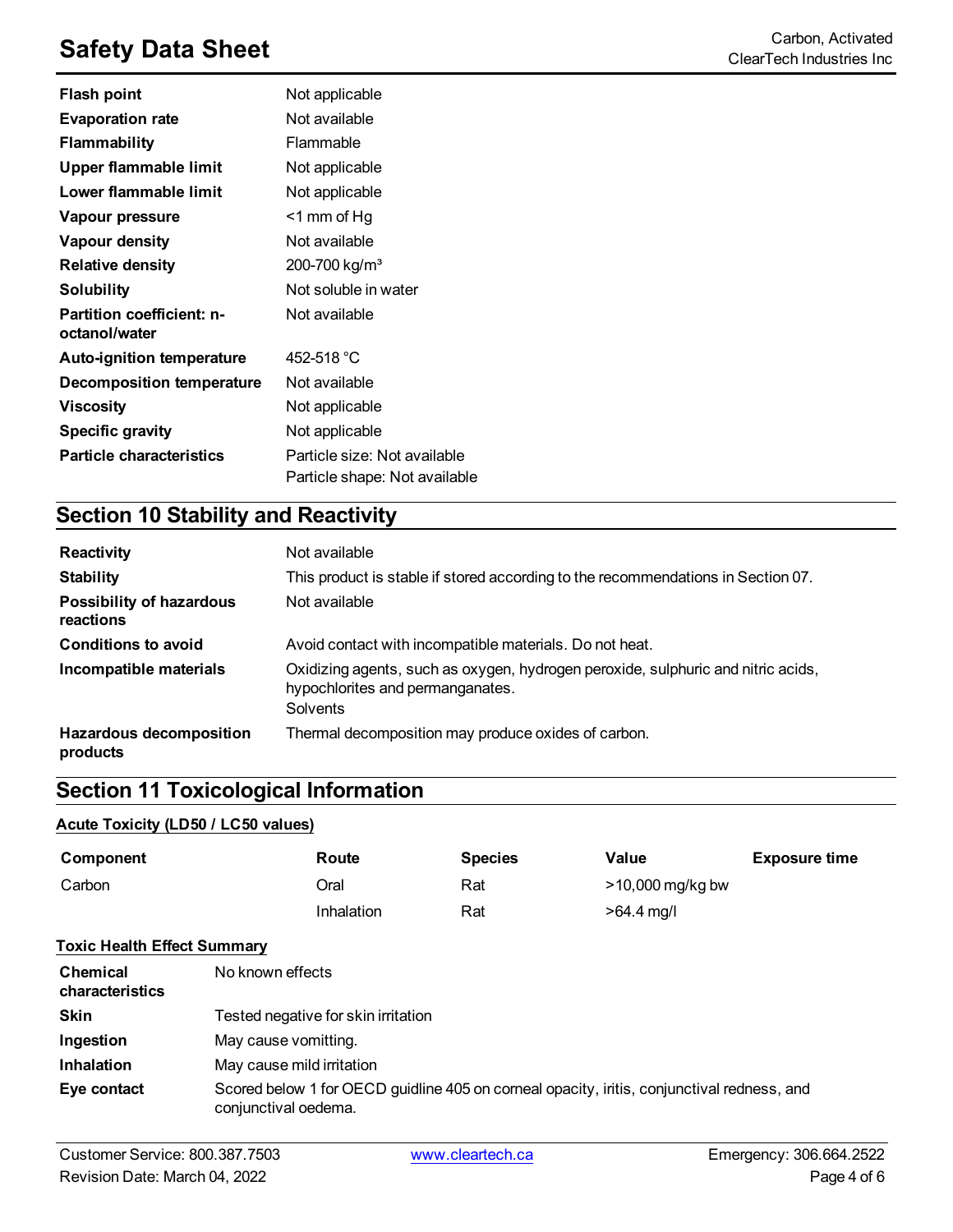| | |
|---|---|
| **Flash point** | Not applicable |
| **Evaporation rate** | Not available |
| **Flammability** | Flammable |
| **Upper flammable limit** | Not applicable |
| **Lower flammable limit** | Not applicable |
| **Vapour pressure** | <1 mm of Hg |
| **Vapour density** | Not available |
| **Relative density** | 200-700 kg/m³ |
| **Solubility** | Not soluble in water |
| **Partition coefficient: n-octanol/water** | Not available |
| **Auto-ignition temperature** | 452-518 °C |
| **Decomposition temperature** | Not available |
| **Viscosity** | Not applicable |
| **Specific gravity** | Not applicable |
| **Particle characteristics** | Particle size: Not available<br>Particle shape: Not available |

## Section 10 Stability and Reactivity

| | |
|---|---|
| **Reactivity** | Not available |
| **Stability** | This product is stable if stored according to the recommendations in Section 07. |
| **Possibility of hazardous reactions** | Not available |
| **Conditions to avoid** | Avoid contact with incompatible materials. Do not heat. |
| **Incompatible materials** | Oxidizing agents, such as oxygen, hydrogen peroxide, sulphuric and nitric acids, hypochlorites and permanganates.<br>Solvents |
| **Hazardous decomposition products** | Thermal decomposition may produce oxides of carbon. |

## Section 11 Toxicological Information

**Acute Toxicity (LD50 / LC50 values)**

| Component | Route | Species | Value | Exposure time |
|---|---|---|---|---|
| Carbon | Oral | Rat | >10,000 mg/kg bw | |
| | Inhalation | Rat | >64.4 mg/l | |

**Toxic Health Effect Summary**

| | |
|---|---|
| **Chemical characteristics** | No known effects |
| **Skin** | Tested negative for skin irritation |
| **Ingestion** | May cause vomitting. |
| **Inhalation** | May cause mild irritation |
| **Eye contact** | Scored below 1 for OECD guidline 405 on corneal opacity, iritis, conjunctival redness, and conjunctival oedema. |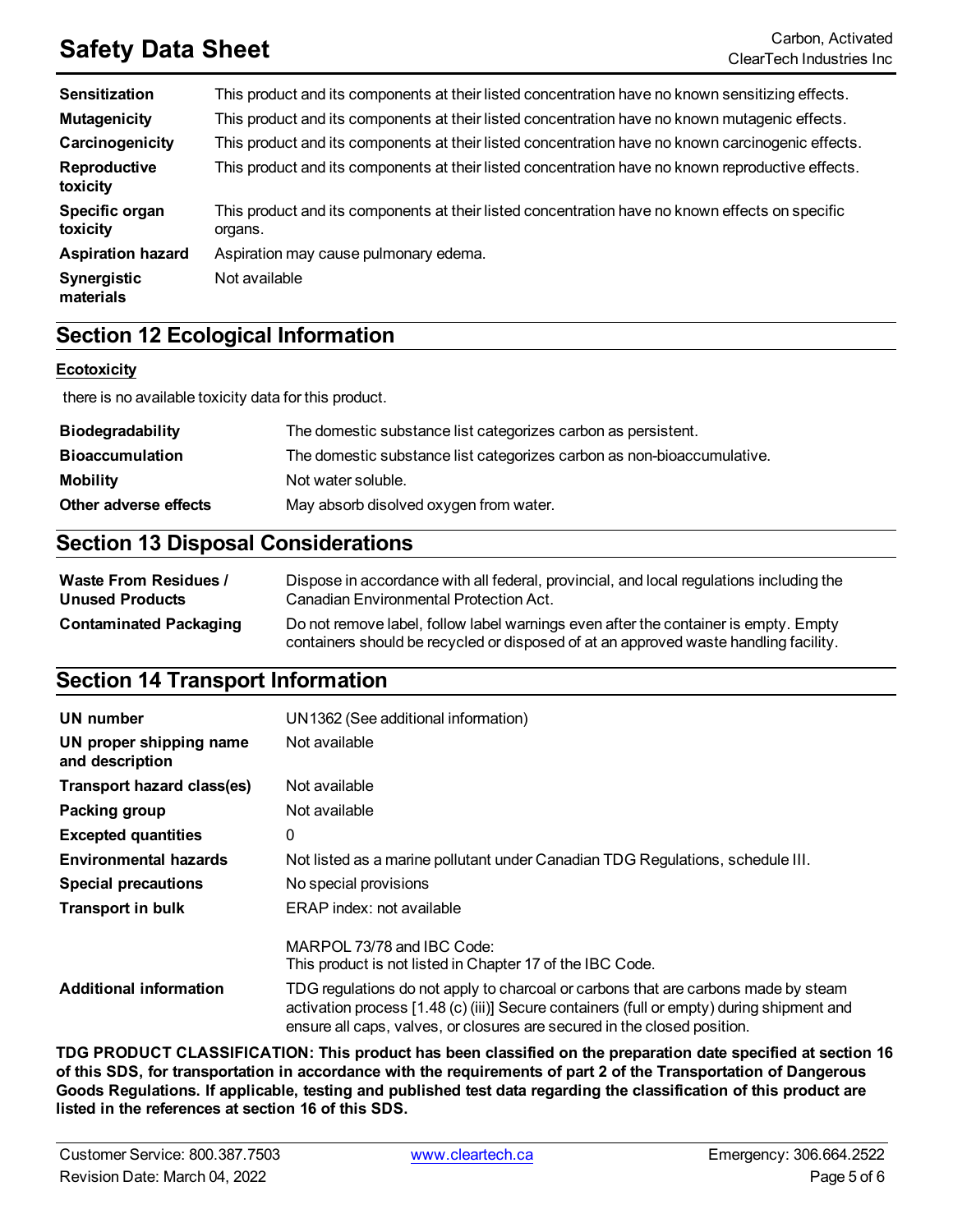| | |
|---|---|
| **Sensitization** | This product and its components at their listed concentration have no known sensitizing effects. |
| **Mutagenicity** | This product and its components at their listed concentration have no known mutagenic effects. |
| **Carcinogenicity** | This product and its components at their listed concentration have no known carcinogenic effects. |
| **Reproductive toxicity** | This product and its components at their listed concentration have no known reproductive effects. |
| **Specific organ toxicity** | This product and its components at their listed concentration have no known effects on specific organs. |
| **Aspiration hazard** | Aspiration may cause pulmonary edema. |
| **Synergistic materials** | Not available |

## Section 12 Ecological Information

**Ecotoxicity**

there is no available toxicity data for this product.

| | |
|---|---|
| **Biodegradability** | The domestic substance list categorizes carbon as persistent. |
| **Bioaccumulation** | The domestic substance list categorizes carbon as non-bioaccumulative. |
| **Mobility** | Not water soluble. |
| **Other adverse effects** | May absorb disolved oxygen from water. |

## Section 13 Disposal Considerations

| | |
|---|---|
| **Waste From Residues / Unused Products** | Dispose in accordance with all federal, provincial, and local regulations including the Canadian Environmental Protection Act. |
| **Contaminated Packaging** | Do not remove label, follow label warnings even after the container is empty. Empty containers should be recycled or disposed of at an approved waste handling facility. |

## Section 14 Transport Information

| | |
|---|---|
| **UN number** | UN1362 (See additional information) |
| **UN proper shipping name and description** | Not available |
| **Transport hazard class(es)** | Not available |
| **Packing group** | Not available |
| **Excepted quantities** | 0 |
| **Environmental hazards** | Not listed as a marine pollutant under Canadian TDG Regulations, schedule III. |
| **Special precautions** | No special provisions |
| **Transport in bulk** | ERAP index: not available<br><br>MARPOL 73/78 and IBC Code:<br>This product is not listed in Chapter 17 of the IBC Code. |
| **Additional information** | TDG regulations do not apply to charcoal or carbons that are carbons made by steam activation process [1.48 (c) (iii)] Secure containers (full or empty) during shipment and ensure all caps, valves, or closures are secured in the closed position. |

**TDG PRODUCT CLASSIFICATION: This product has been classified on the preparation date specified at section 16 of this SDS, for transportation in accordance with the requirements of part 2 of the Transportation of Dangerous Goods Regulations. If applicable, testing and published test data regarding the classification of this product are listed in the references at section 16 of this SDS.**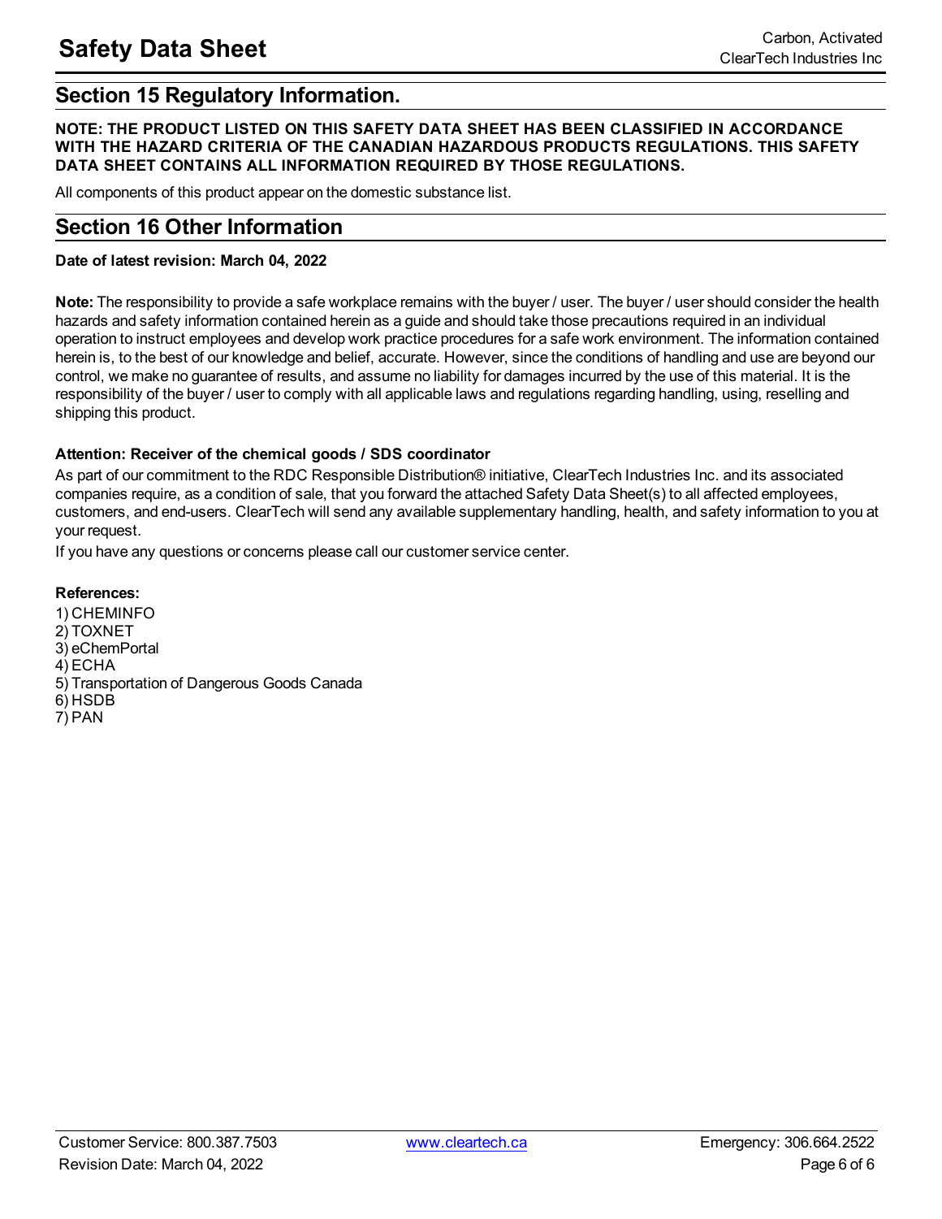## Section 15 Regulatory Information.

**NOTE: THE PRODUCT LISTED ON THIS SAFETY DATA SHEET HAS BEEN CLASSIFIED IN ACCORDANCE WITH THE HAZARD CRITERIA OF THE CANADIAN HAZARDOUS PRODUCTS REGULATIONS. THIS SAFETY DATA SHEET CONTAINS ALL INFORMATION REQUIRED BY THOSE REGULATIONS.**

All components of this product appear on the domestic substance list.

## Section 16 Other Information

**Date of latest revision: March 04, 2022**

**Note:** The responsibility to provide a safe workplace remains with the buyer / user. The buyer / user should consider the health hazards and safety information contained herein as a guide and should take those precautions required in an individual operation to instruct employees and develop work practice procedures for a safe work environment. The information contained herein is, to the best of our knowledge and belief, accurate. However, since the conditions of handling and use are beyond our control, we make no guarantee of results, and assume no liability for damages incurred by the use of this material. It is the responsibility of the buyer / user to comply with all applicable laws and regulations regarding handling, using, reselling and shipping this product.

**Attention: Receiver of the chemical goods / SDS coordinator**

As part of our commitment to the RDC Responsible Distribution® initiative, ClearTech Industries Inc. and its associated companies require, as a condition of sale, that you forward the attached Safety Data Sheet(s) to all affected employees, customers, and end-users. ClearTech will send any available supplementary handling, health, and safety information to you at your request.

If you have any questions or concerns please call our customer service center.

**References:**

1) CHEMINFO
2) TOXNET
3) eChemPortal
4) ECHA
5) Transportation of Dangerous Goods Canada
6) HSDB
7) PAN